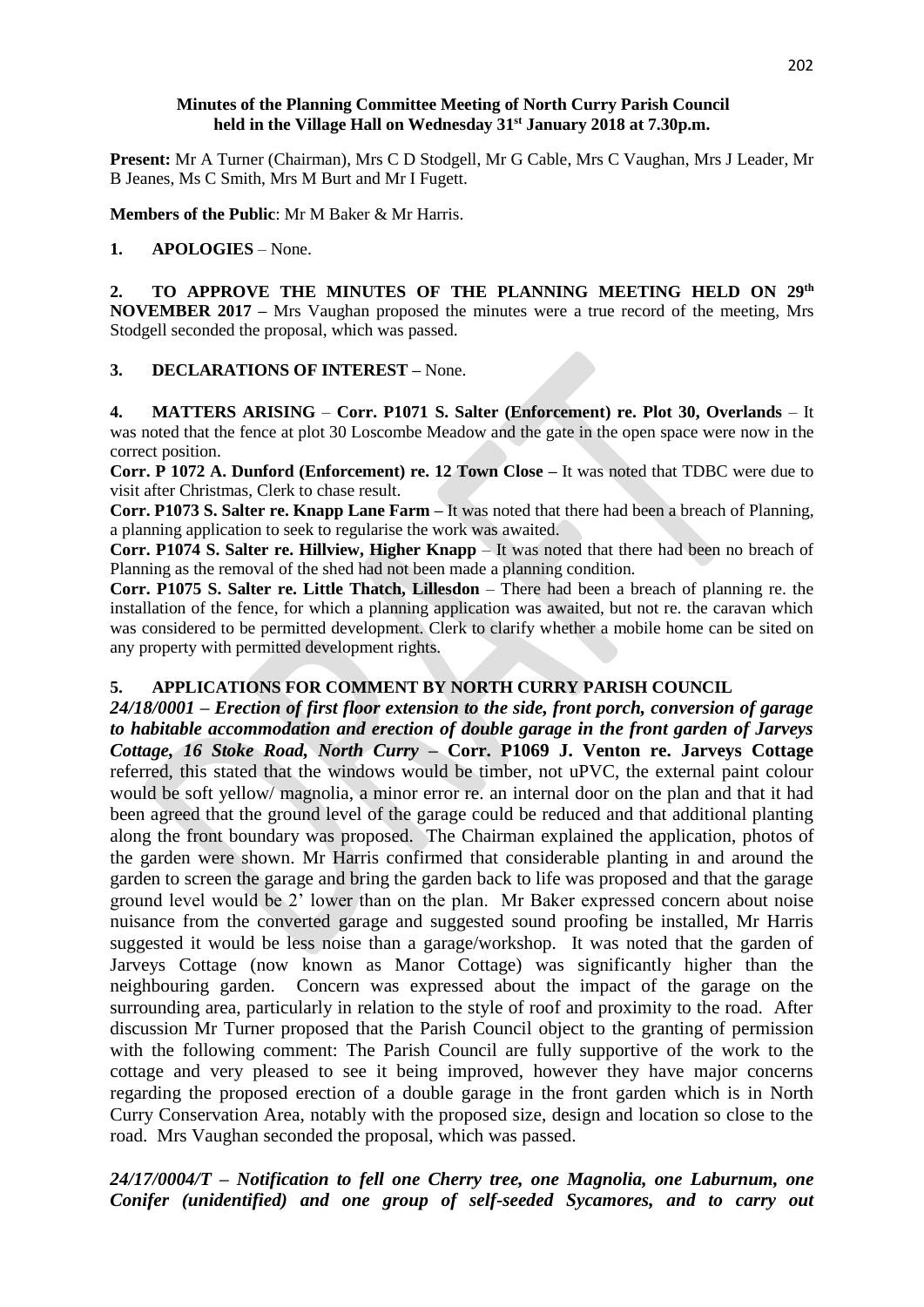**Minutes of the Planning Committee Meeting of North Curry Parish Council held in the Village Hall on Wednesday 31st January 2018 at 7.30p.m.**

**Present:** Mr A Turner (Chairman), Mrs C D Stodgell, Mr G Cable, Mrs C Vaughan, Mrs J Leader, Mr B Jeanes, Ms C Smith, Mrs M Burt and Mr I Fugett.

**Members of the Public**: Mr M Baker & Mr Harris.

**1. APOLOGIES** – None.

**2. TO APPROVE THE MINUTES OF THE PLANNING MEETING HELD ON 29th NOVEMBER 2017 –** Mrs Vaughan proposed the minutes were a true record of the meeting, Mrs Stodgell seconded the proposal, which was passed.

**3. DECLARATIONS OF INTEREST –** None.

**4. MATTERS ARISING** – **Corr. P1071 S. Salter (Enforcement) re. Plot 30, Overlands** – It was noted that the fence at plot 30 Loscombe Meadow and the gate in the open space were now in the correct position.

**Corr. P 1072 A. Dunford (Enforcement) re. 12 Town Close –** It was noted that TDBC were due to visit after Christmas, Clerk to chase result.

**Corr. P1073 S. Salter re. Knapp Lane Farm –** It was noted that there had been a breach of Planning, a planning application to seek to regularise the work was awaited.

**Corr. P1074 S. Salter re. Hillview, Higher Knapp** – It was noted that there had been no breach of Planning as the removal of the shed had not been made a planning condition.

**Corr. P1075 S. Salter re. Little Thatch, Lillesdon** – There had been a breach of planning re. the installation of the fence, for which a planning application was awaited, but not re. the caravan which was considered to be permitted development. Clerk to clarify whether a mobile home can be sited on any property with permitted development rights.

**5. APPLICATIONS FOR COMMENT BY NORTH CURRY PARISH COUNCIL**

***24/18/0001 – Erection of first floor extension to the side, front porch, conversion of garage to habitable accommodation and erection of double garage in the front garden of Jarveys Cottage, 16 Stoke Road, North Curry* – Corr. P1069 J. Venton re. Jarveys Cottage** referred, this stated that the windows would be timber, not uPVC, the external paint colour would be soft yellow/ magnolia, a minor error re. an internal door on the plan and that it had been agreed that the ground level of the garage could be reduced and that additional planting along the front boundary was proposed. The Chairman explained the application, photos of the garden were shown. Mr Harris confirmed that considerable planting in and around the garden to screen the garage and bring the garden back to life was proposed and that the garage ground level would be 2' lower than on the plan. Mr Baker expressed concern about noise nuisance from the converted garage and suggested sound proofing be installed, Mr Harris suggested it would be less noise than a garage/workshop. It was noted that the garden of Jarveys Cottage (now known as Manor Cottage) was significantly higher than the neighbouring garden. Concern was expressed about the impact of the garage on the surrounding area, particularly in relation to the style of roof and proximity to the road. After discussion Mr Turner proposed that the Parish Council object to the granting of permission with the following comment: The Parish Council are fully supportive of the work to the cottage and very pleased to see it being improved, however they have major concerns regarding the proposed erection of a double garage in the front garden which is in North Curry Conservation Area, notably with the proposed size, design and location so close to the road. Mrs Vaughan seconded the proposal, which was passed.

***24/17/0004/T – Notification to fell one Cherry tree, one Magnolia, one Laburnum, one Conifer (unidentified) and one group of self-seeded Sycamores, and to carry out***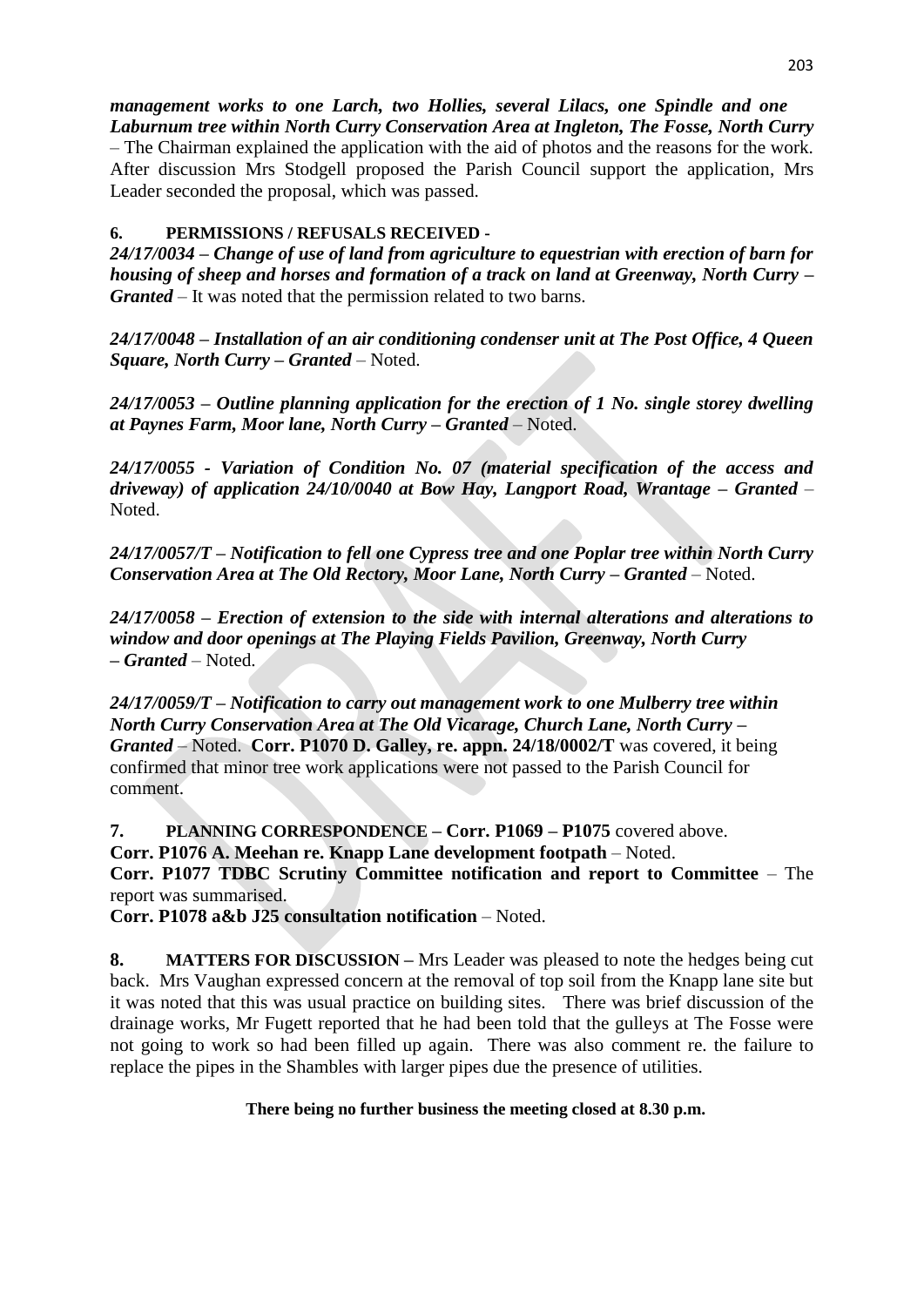***management works to one Larch, two Hollies, several Lilacs, one Spindle and one Laburnum tree within North Curry Conservation Area at Ingleton, The Fosse, North Curry*** – The Chairman explained the application with the aid of photos and the reasons for the work. After discussion Mrs Stodgell proposed the Parish Council support the application, Mrs Leader seconded the proposal, which was passed.

**6. PERMISSIONS / REFUSALS RECEIVED -**

***24/17/0034 – Change of use of land from agriculture to equestrian with erection of barn for housing of sheep and horses and formation of a track on land at Greenway, North Curry – Granted*** – It was noted that the permission related to two barns.

***24/17/0048 – Installation of an air conditioning condenser unit at The Post Office, 4 Queen Square, North Curry – Granted*** – Noted.

***24/17/0053 – Outline planning application for the erection of 1 No. single storey dwelling at Paynes Farm, Moor lane, North Curry – Granted*** – Noted.

***24/17/0055 - Variation of Condition No. 07 (material specification of the access and driveway) of application 24/10/0040 at Bow Hay, Langport Road, Wrantage – Granted*** – Noted.

***24/17/0057/T – Notification to fell one Cypress tree and one Poplar tree within North Curry Conservation Area at The Old Rectory, Moor Lane, North Curry – Granted*** – Noted.

***24/17/0058 – Erection of extension to the side with internal alterations and alterations to window and door openings at The Playing Fields Pavilion, Greenway, North Curry – Granted*** – Noted.

***24/17/0059/T – Notification to carry out management work to one Mulberry tree within North Curry Conservation Area at The Old Vicarage, Church Lane, North Curry – Granted*** – Noted. **Corr. P1070 D. Galley, re. appn. 24/18/0002/T** was covered, it being confirmed that minor tree work applications were not passed to the Parish Council for comment.

**7. PLANNING CORRESPONDENCE – Corr. P1069 – P1075** covered above.
**Corr. P1076 A. Meehan re. Knapp Lane development footpath** – Noted.
**Corr. P1077 TDBC Scrutiny Committee notification and report to Committee** – The report was summarised.
**Corr. P1078 a&b J25 consultation notification** – Noted.

**8. MATTERS FOR DISCUSSION –** Mrs Leader was pleased to note the hedges being cut back. Mrs Vaughan expressed concern at the removal of top soil from the Knapp lane site but it was noted that this was usual practice on building sites. There was brief discussion of the drainage works, Mr Fugett reported that he had been told that the gulleys at The Fosse were not going to work so had been filled up again. There was also comment re. the failure to replace the pipes in the Shambles with larger pipes due the presence of utilities.

**There being no further business the meeting closed at 8.30 p.m.**